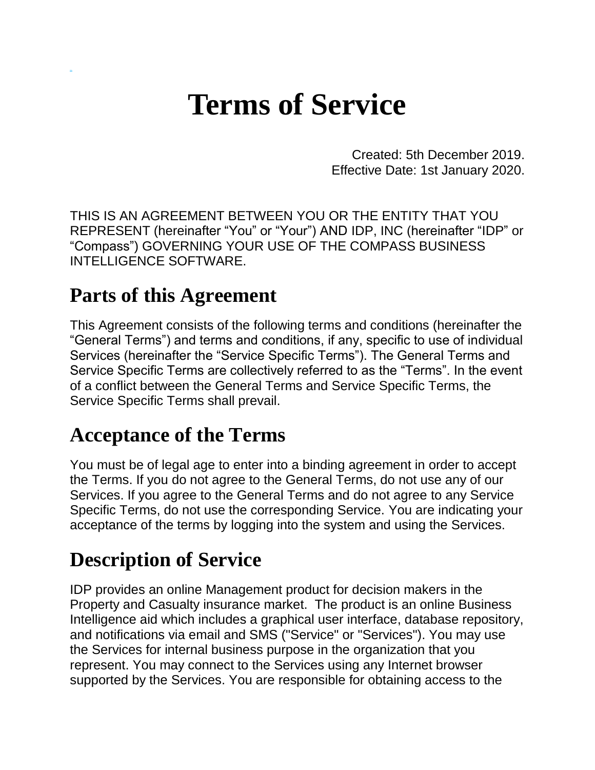# Terms of Service

Created: 5th December 2019.
Effective Date: 1st January 2020.

THIS IS AN AGREEMENT BETWEEN YOU OR THE ENTITY THAT YOU REPRESENT (hereinafter "You" or "Your") AND IDP, INC (hereinafter "IDP" or "Compass") GOVERNING YOUR USE OF THE COMPASS BUSINESS INTELLIGENCE SOFTWARE.

## Parts of this Agreement

This Agreement consists of the following terms and conditions (hereinafter the "General Terms") and terms and conditions, if any, specific to use of individual Services (hereinafter the "Service Specific Terms"). The General Terms and Service Specific Terms are collectively referred to as the "Terms". In the event of a conflict between the General Terms and Service Specific Terms, the Service Specific Terms shall prevail.

## Acceptance of the Terms

You must be of legal age to enter into a binding agreement in order to accept the Terms. If you do not agree to the General Terms, do not use any of our Services. If you agree to the General Terms and do not agree to any Service Specific Terms, do not use the corresponding Service. You are indicating your acceptance of the terms by logging into the system and using the Services.

## Description of Service

IDP provides an online Management product for decision makers in the Property and Casualty insurance market. The product is an online Business Intelligence aid which includes a graphical user interface, database repository, and notifications via email and SMS ("Service" or "Services"). You may use the Services for internal business purpose in the organization that you represent. You may connect to the Services using any Internet browser supported by the Services. You are responsible for obtaining access to the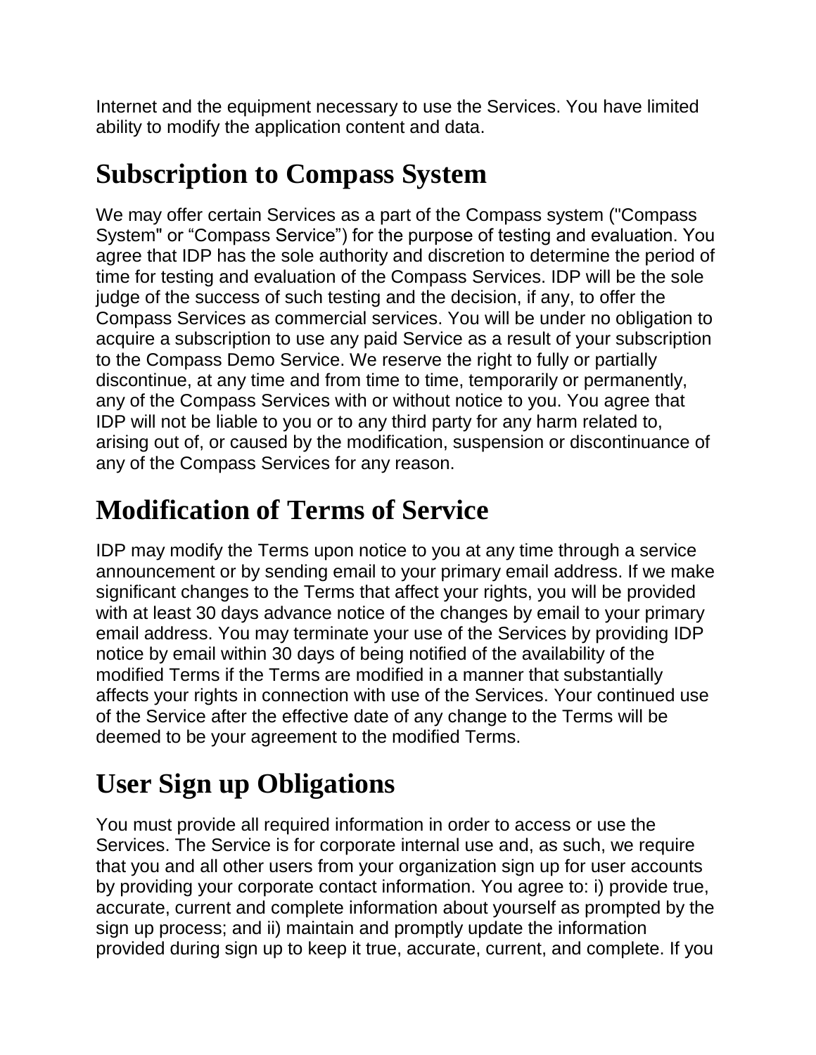Internet and the equipment necessary to use the Services. You have limited ability to modify the application content and data.

# Subscription to Compass System

We may offer certain Services as a part of the Compass system ("Compass System" or “Compass Service”) for the purpose of testing and evaluation. You agree that IDP has the sole authority and discretion to determine the period of time for testing and evaluation of the Compass Services. IDP will be the sole judge of the success of such testing and the decision, if any, to offer the Compass Services as commercial services. You will be under no obligation to acquire a subscription to use any paid Service as a result of your subscription to the Compass Demo Service. We reserve the right to fully or partially discontinue, at any time and from time to time, temporarily or permanently, any of the Compass Services with or without notice to you. You agree that IDP will not be liable to you or to any third party for any harm related to, arising out of, or caused by the modification, suspension or discontinuance of any of the Compass Services for any reason.

# Modification of Terms of Service

IDP may modify the Terms upon notice to you at any time through a service announcement or by sending email to your primary email address. If we make significant changes to the Terms that affect your rights, you will be provided with at least 30 days advance notice of the changes by email to your primary email address. You may terminate your use of the Services by providing IDP notice by email within 30 days of being notified of the availability of the modified Terms if the Terms are modified in a manner that substantially affects your rights in connection with use of the Services. Your continued use of the Service after the effective date of any change to the Terms will be deemed to be your agreement to the modified Terms.

# User Sign up Obligations

You must provide all required information in order to access or use the Services. The Service is for corporate internal use and, as such, we require that you and all other users from your organization sign up for user accounts by providing your corporate contact information. You agree to: i) provide true, accurate, current and complete information about yourself as prompted by the sign up process; and ii) maintain and promptly update the information provided during sign up to keep it true, accurate, current, and complete. If you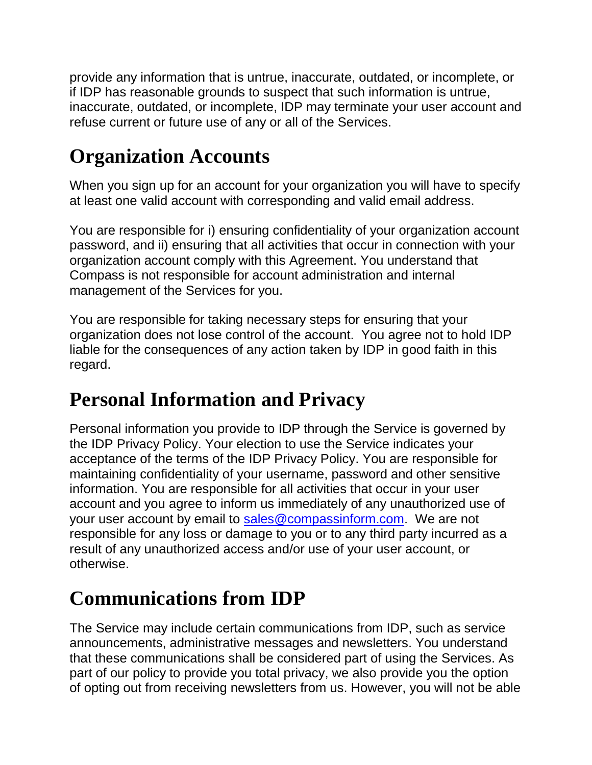provide any information that is untrue, inaccurate, outdated, or incomplete, or if IDP has reasonable grounds to suspect that such information is untrue, inaccurate, outdated, or incomplete, IDP may terminate your user account and refuse current or future use of any or all of the Services.

# Organization Accounts

When you sign up for an account for your organization you will have to specify at least one valid account with corresponding and valid email address.

You are responsible for i) ensuring confidentiality of your organization account password, and ii) ensuring that all activities that occur in connection with your organization account comply with this Agreement. You understand that Compass is not responsible for account administration and internal management of the Services for you.

You are responsible for taking necessary steps for ensuring that your organization does not lose control of the account. You agree not to hold IDP liable for the consequences of any action taken by IDP in good faith in this regard.

# Personal Information and Privacy

Personal information you provide to IDP through the Service is governed by the IDP Privacy Policy. Your election to use the Service indicates your acceptance of the terms of the IDP Privacy Policy. You are responsible for maintaining confidentiality of your username, password and other sensitive information. You are responsible for all activities that occur in your user account and you agree to inform us immediately of any unauthorized use of your user account by email to sales@compassinform.com. We are not responsible for any loss or damage to you or to any third party incurred as a result of any unauthorized access and/or use of your user account, or otherwise.

# Communications from IDP

The Service may include certain communications from IDP, such as service announcements, administrative messages and newsletters. You understand that these communications shall be considered part of using the Services. As part of our policy to provide you total privacy, we also provide you the option of opting out from receiving newsletters from us. However, you will not be able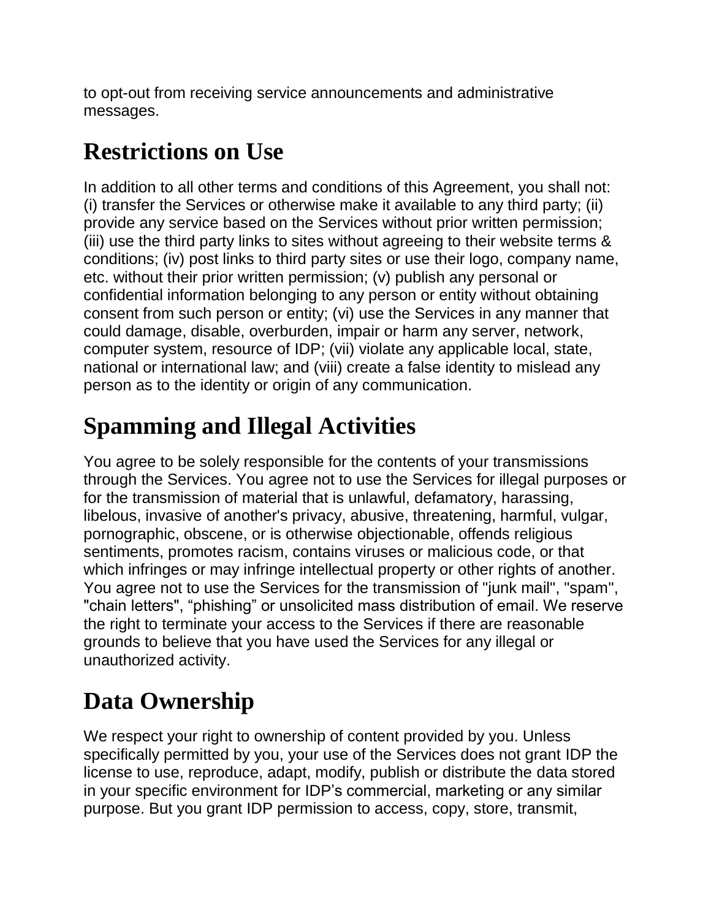to opt-out from receiving service announcements and administrative messages.

## Restrictions on Use

In addition to all other terms and conditions of this Agreement, you shall not: (i) transfer the Services or otherwise make it available to any third party; (ii) provide any service based on the Services without prior written permission; (iii) use the third party links to sites without agreeing to their website terms & conditions; (iv) post links to third party sites or use their logo, company name, etc. without their prior written permission; (v) publish any personal or confidential information belonging to any person or entity without obtaining consent from such person or entity; (vi) use the Services in any manner that could damage, disable, overburden, impair or harm any server, network, computer system, resource of IDP; (vii) violate any applicable local, state, national or international law; and (viii) create a false identity to mislead any person as to the identity or origin of any communication.

## Spamming and Illegal Activities

You agree to be solely responsible for the contents of your transmissions through the Services. You agree not to use the Services for illegal purposes or for the transmission of material that is unlawful, defamatory, harassing, libelous, invasive of another's privacy, abusive, threatening, harmful, vulgar, pornographic, obscene, or is otherwise objectionable, offends religious sentiments, promotes racism, contains viruses or malicious code, or that which infringes or may infringe intellectual property or other rights of another. You agree not to use the Services for the transmission of "junk mail", "spam", "chain letters", "phishing" or unsolicited mass distribution of email. We reserve the right to terminate your access to the Services if there are reasonable grounds to believe that you have used the Services for any illegal or unauthorized activity.

## Data Ownership

We respect your right to ownership of content provided by you. Unless specifically permitted by you, your use of the Services does not grant IDP the license to use, reproduce, adapt, modify, publish or distribute the data stored in your specific environment for IDP's commercial, marketing or any similar purpose. But you grant IDP permission to access, copy, store, transmit,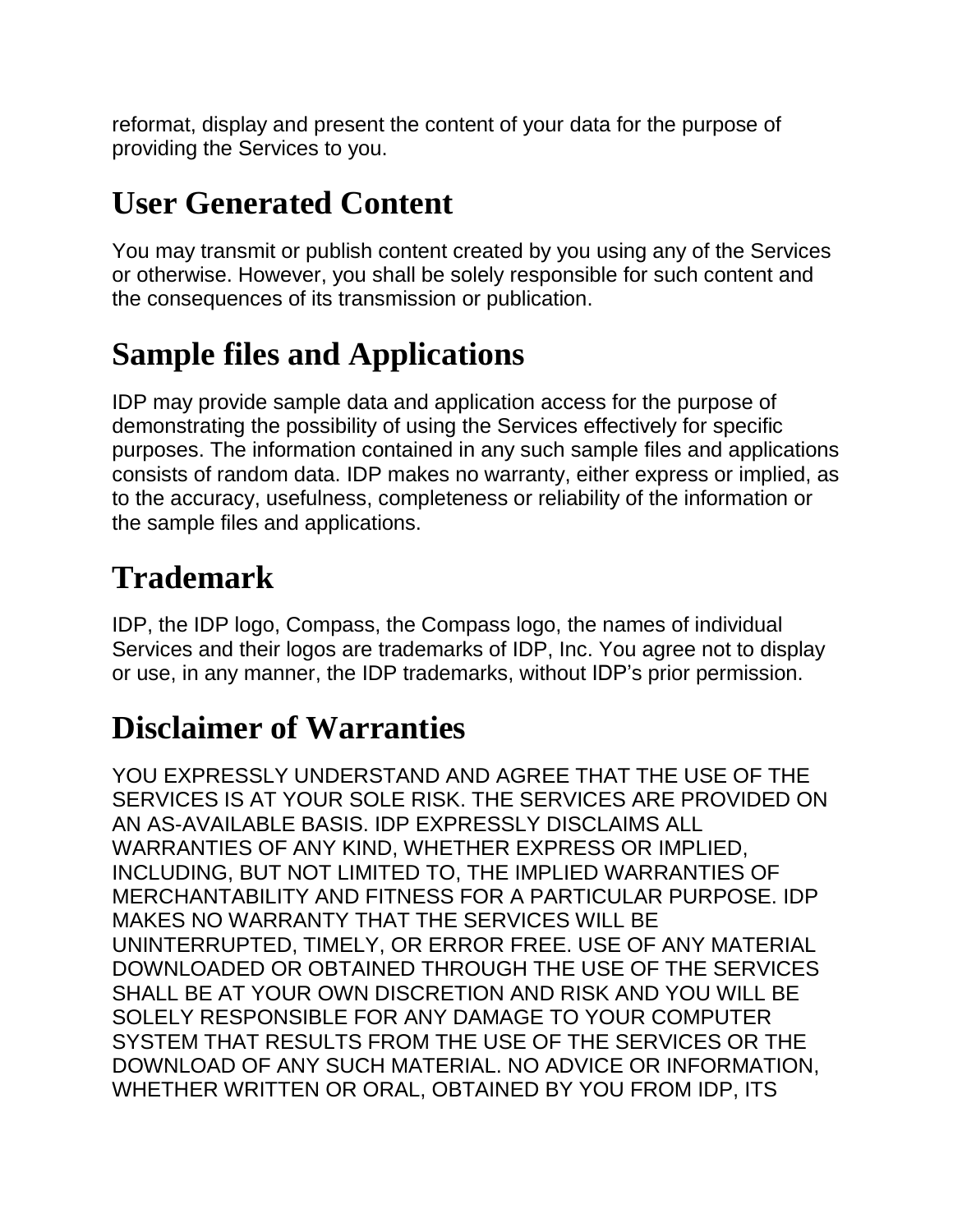reformat, display and present the content of your data for the purpose of providing the Services to you.

## User Generated Content

You may transmit or publish content created by you using any of the Services or otherwise. However, you shall be solely responsible for such content and the consequences of its transmission or publication.

## Sample files and Applications

IDP may provide sample data and application access for the purpose of demonstrating the possibility of using the Services effectively for specific purposes. The information contained in any such sample files and applications consists of random data. IDP makes no warranty, either express or implied, as to the accuracy, usefulness, completeness or reliability of the information or the sample files and applications.

## Trademark

IDP, the IDP logo, Compass, the Compass logo, the names of individual Services and their logos are trademarks of IDP, Inc. You agree not to display or use, in any manner, the IDP trademarks, without IDP's prior permission.

## Disclaimer of Warranties

YOU EXPRESSLY UNDERSTAND AND AGREE THAT THE USE OF THE SERVICES IS AT YOUR SOLE RISK. THE SERVICES ARE PROVIDED ON AN AS-AVAILABLE BASIS. IDP EXPRESSLY DISCLAIMS ALL WARRANTIES OF ANY KIND, WHETHER EXPRESS OR IMPLIED, INCLUDING, BUT NOT LIMITED TO, THE IMPLIED WARRANTIES OF MERCHANTABILITY AND FITNESS FOR A PARTICULAR PURPOSE. IDP MAKES NO WARRANTY THAT THE SERVICES WILL BE UNINTERRUPTED, TIMELY, OR ERROR FREE. USE OF ANY MATERIAL DOWNLOADED OR OBTAINED THROUGH THE USE OF THE SERVICES SHALL BE AT YOUR OWN DISCRETION AND RISK AND YOU WILL BE SOLELY RESPONSIBLE FOR ANY DAMAGE TO YOUR COMPUTER SYSTEM THAT RESULTS FROM THE USE OF THE SERVICES OR THE DOWNLOAD OF ANY SUCH MATERIAL. NO ADVICE OR INFORMATION, WHETHER WRITTEN OR ORAL, OBTAINED BY YOU FROM IDP, ITS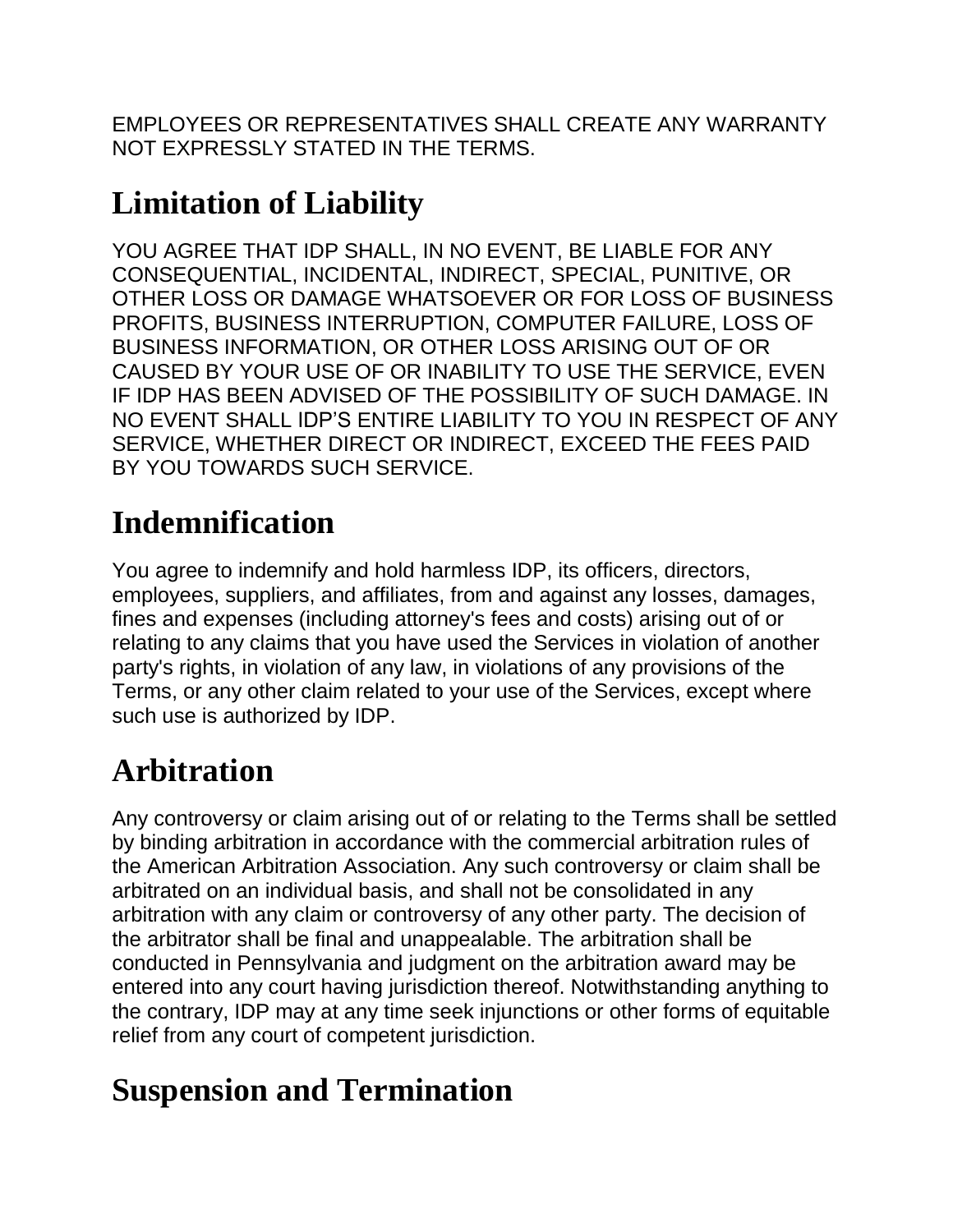EMPLOYEES OR REPRESENTATIVES SHALL CREATE ANY WARRANTY NOT EXPRESSLY STATED IN THE TERMS.

# Limitation of Liability

YOU AGREE THAT IDP SHALL, IN NO EVENT, BE LIABLE FOR ANY CONSEQUENTIAL, INCIDENTAL, INDIRECT, SPECIAL, PUNITIVE, OR OTHER LOSS OR DAMAGE WHATSOEVER OR FOR LOSS OF BUSINESS PROFITS, BUSINESS INTERRUPTION, COMPUTER FAILURE, LOSS OF BUSINESS INFORMATION, OR OTHER LOSS ARISING OUT OF OR CAUSED BY YOUR USE OF OR INABILITY TO USE THE SERVICE, EVEN IF IDP HAS BEEN ADVISED OF THE POSSIBILITY OF SUCH DAMAGE. IN NO EVENT SHALL IDP’S ENTIRE LIABILITY TO YOU IN RESPECT OF ANY SERVICE, WHETHER DIRECT OR INDIRECT, EXCEED THE FEES PAID BY YOU TOWARDS SUCH SERVICE.

# Indemnification

You agree to indemnify and hold harmless IDP, its officers, directors, employees, suppliers, and affiliates, from and against any losses, damages, fines and expenses (including attorney's fees and costs) arising out of or relating to any claims that you have used the Services in violation of another party's rights, in violation of any law, in violations of any provisions of the Terms, or any other claim related to your use of the Services, except where such use is authorized by IDP.

# Arbitration

Any controversy or claim arising out of or relating to the Terms shall be settled by binding arbitration in accordance with the commercial arbitration rules of the American Arbitration Association. Any such controversy or claim shall be arbitrated on an individual basis, and shall not be consolidated in any arbitration with any claim or controversy of any other party. The decision of the arbitrator shall be final and unappealable. The arbitration shall be conducted in Pennsylvania and judgment on the arbitration award may be entered into any court having jurisdiction thereof. Notwithstanding anything to the contrary, IDP may at any time seek injunctions or other forms of equitable relief from any court of competent jurisdiction.

# Suspension and Termination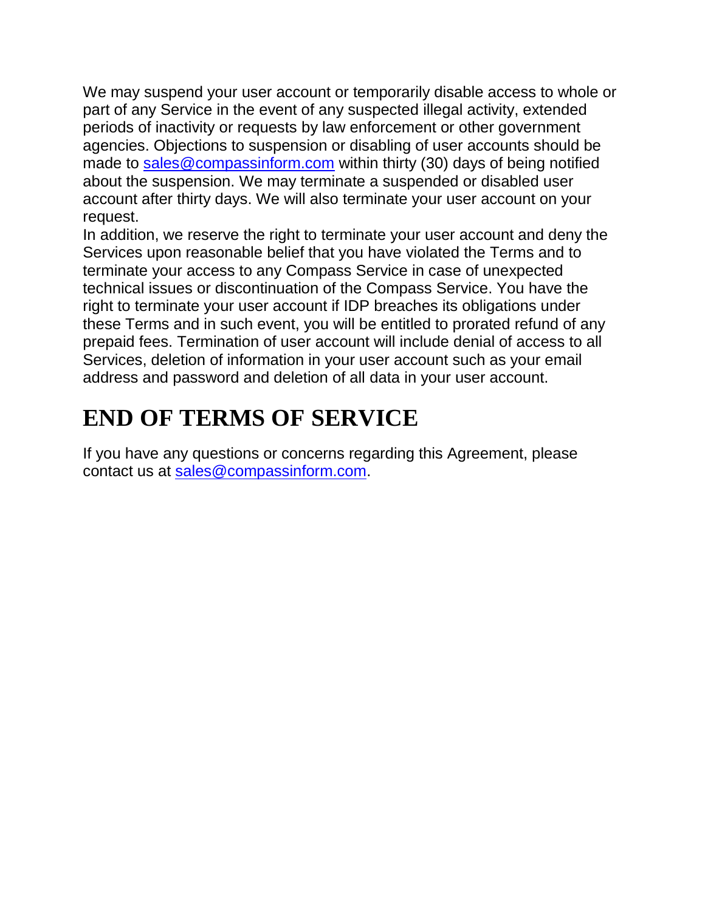We may suspend your user account or temporarily disable access to whole or part of any Service in the event of any suspected illegal activity, extended periods of inactivity or requests by law enforcement or other government agencies. Objections to suspension or disabling of user accounts should be made to sales@compassinform.com within thirty (30) days of being notified about the suspension. We may terminate a suspended or disabled user account after thirty days. We will also terminate your user account on your request.

In addition, we reserve the right to terminate your user account and deny the Services upon reasonable belief that you have violated the Terms and to terminate your access to any Compass Service in case of unexpected technical issues or discontinuation of the Compass Service. You have the right to terminate your user account if IDP breaches its obligations under these Terms and in such event, you will be entitled to prorated refund of any prepaid fees. Termination of user account will include denial of access to all Services, deletion of information in your user account such as your email address and password and deletion of all data in your user account.

# END OF TERMS OF SERVICE

If you have any questions or concerns regarding this Agreement, please contact us at sales@compassinform.com.